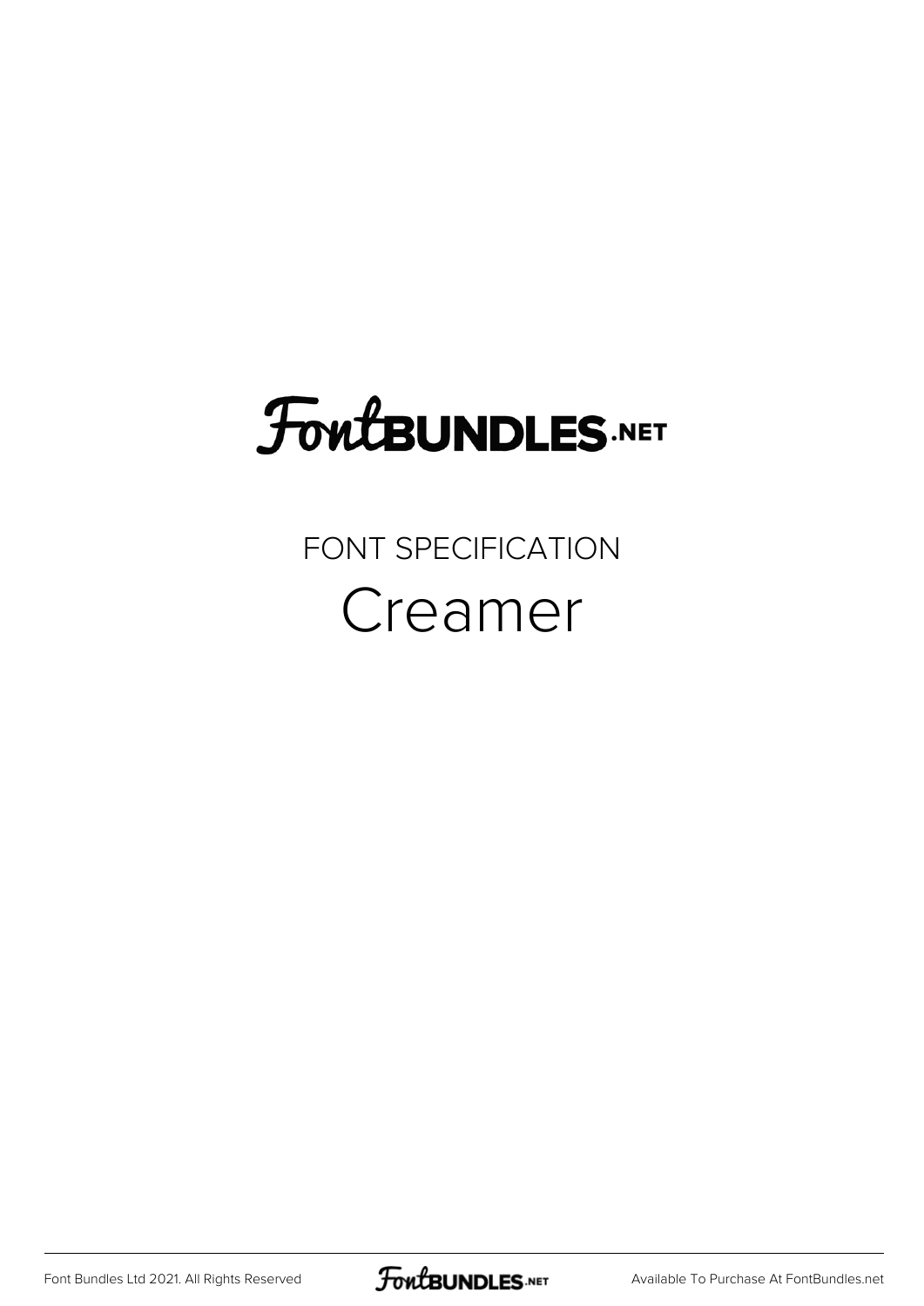# FontBUNDLES.NET

FONT SPECIFICATION

## Creamer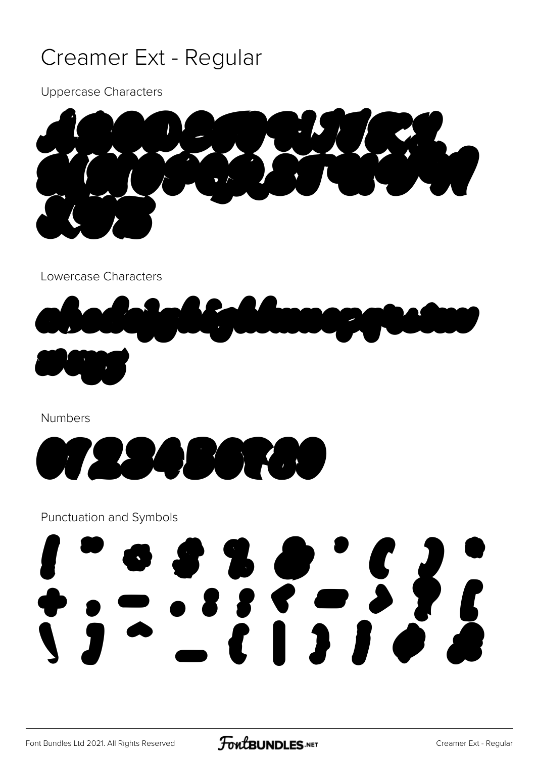# Creamer Ext - Regular

Uppercase Characters

Lowercase Characters

Numbers

Punctuation and Symbols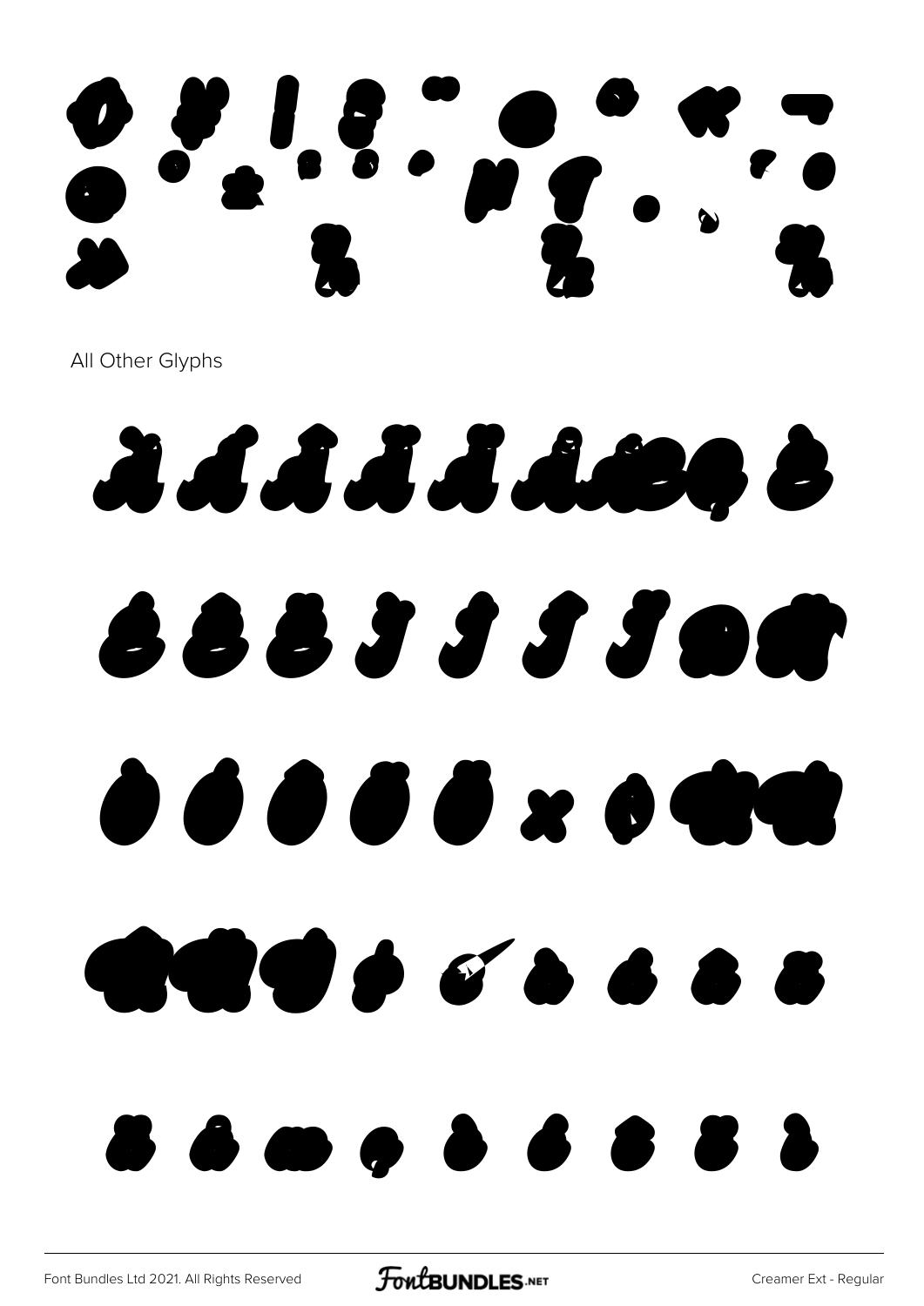All Other Glyphs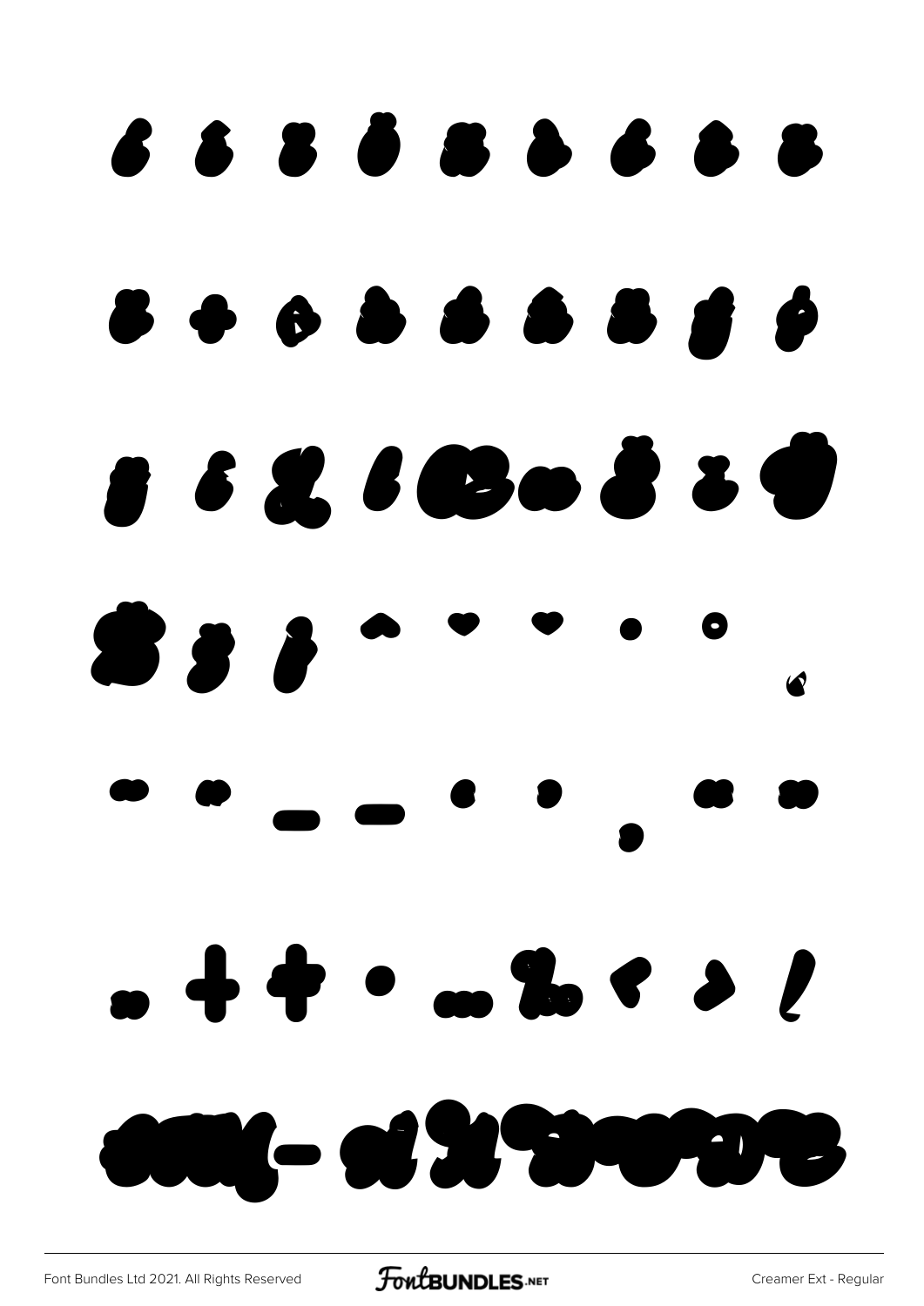é ê ë ì í î ï ð ñ

ò ÷ ø ù ú û ü ý þ

ÿ ı Œ œ Š š Ÿ Ž ž

ƒ ˆ ˇ ˘ ˙ ˚ ˛

˜ ˝ – — ' ' ‚ " "

„ † ‡ • … ‰ ‹ › ⁄

€™ ← → ↑ ↓ ↔ ↕ ↖ ↗ ↘ ↙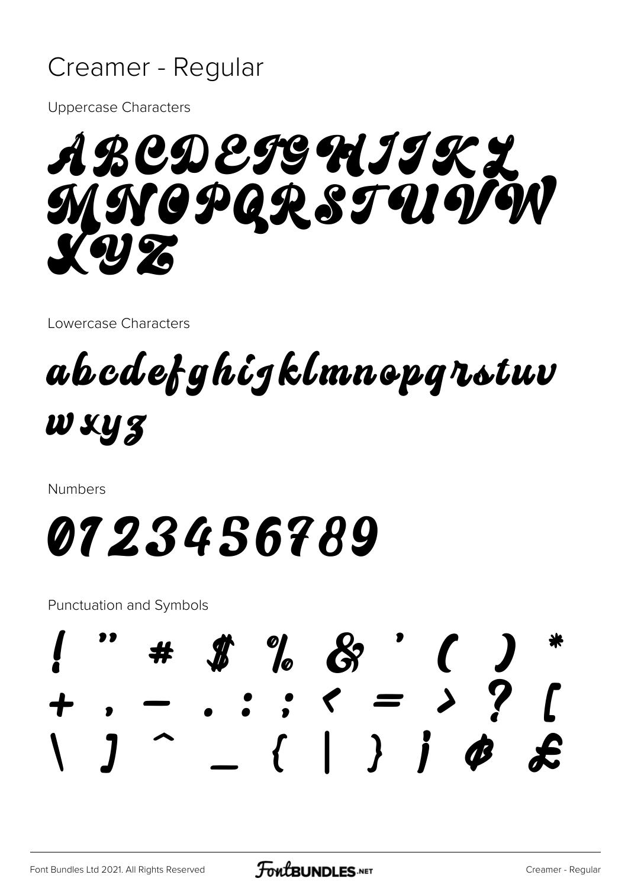# Creamer - Regular

Uppercase Characters

ABCDEFGHIJKL
MNOPQRSTUVW
XYZ

Lowercase Characters

abcdefghijklmnopqrstuv
wxyz

Numbers

0123456789

Punctuation and Symbols

! " # $ % & ' ( ) *
+ , - . : ; < = > ? [
\ ] ^ _ { | } ¡ ¢ £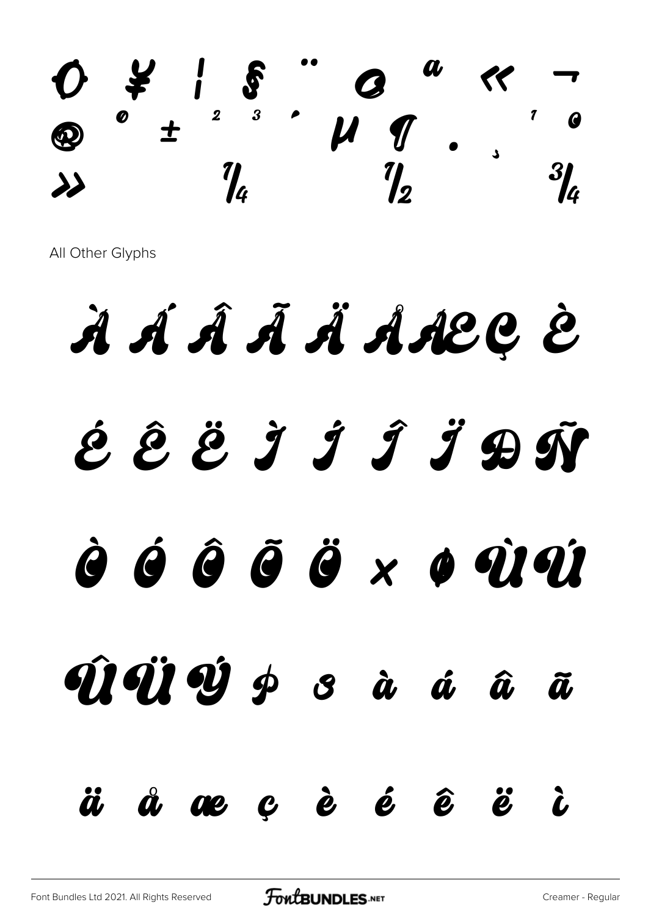Ø ¥ ¦ § ¨ © ª « ¬
® ° ± ² ³ ´ µ ¶ · ¸ ¹ º
» ¼ ½ ¾

All Other Glyphs

À Á Â Ã Ä Å Æ Ç È

É Ê Ë Ì Í Î Ï Ð Ñ

Ò Ó Ô Õ Ö × Ø Ù Ú

Û Ü Ý Þ ß à á â ã

ä å æ ç è é ê ë ì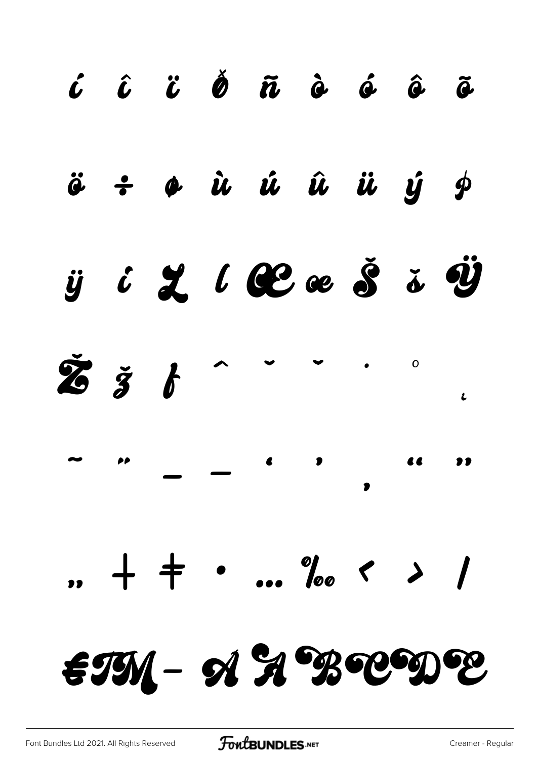í î ï ð ñ ò ó ô õ

ö ÷ ø ù ú û ü ý þ

ÿ ı Ł ł Œ œ Š š Ÿ

Ž ž ƒ ˆ ˇ ˘ ˙ ˚ ˛

˜ ˝ – — ‘ ’ ‚ “ ”

„ † ‡ • … ‰ ‹ › ⁄

€™− Á Ä BCDE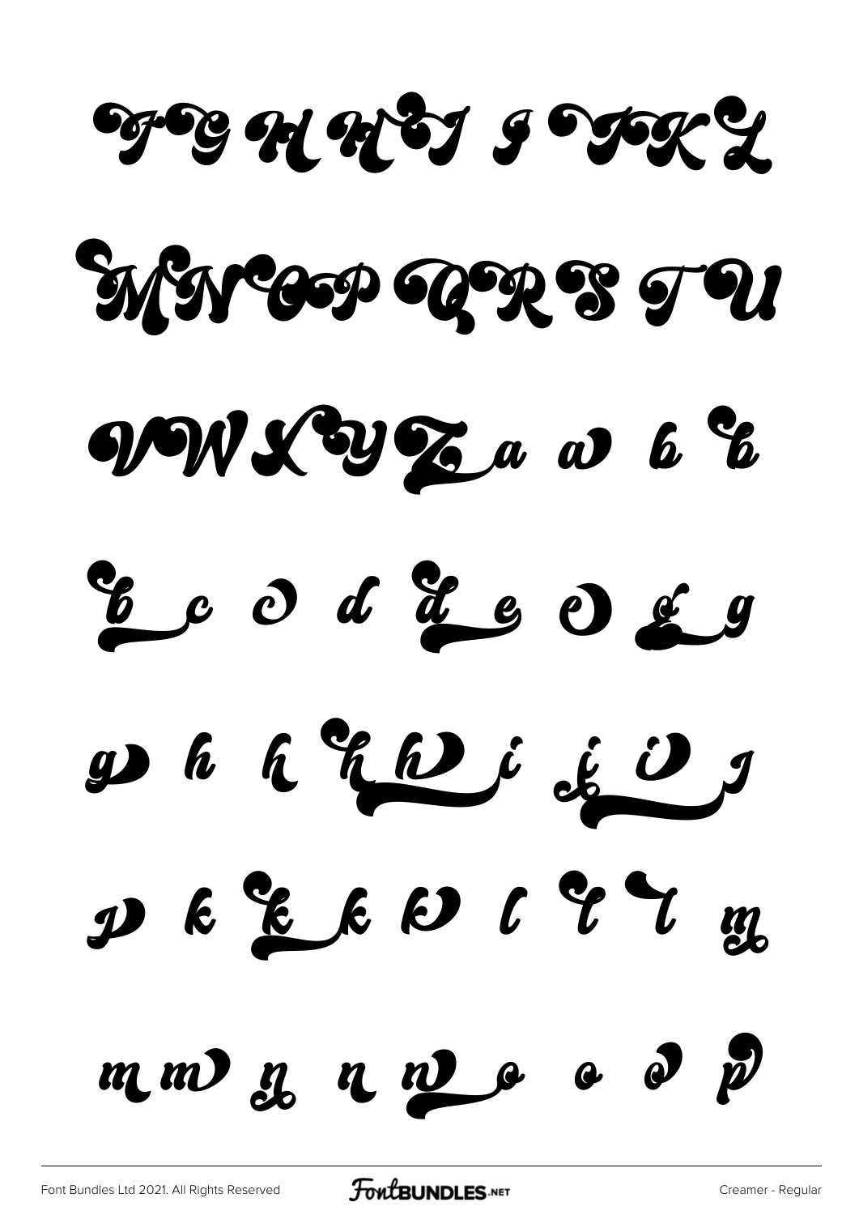F G H H I I K L

M N O P Q R S T U

V W X Y Z a a b b

b c c d d e e g g

g h h h h i i i j

j k k k k l l l m

m m n n n o o o p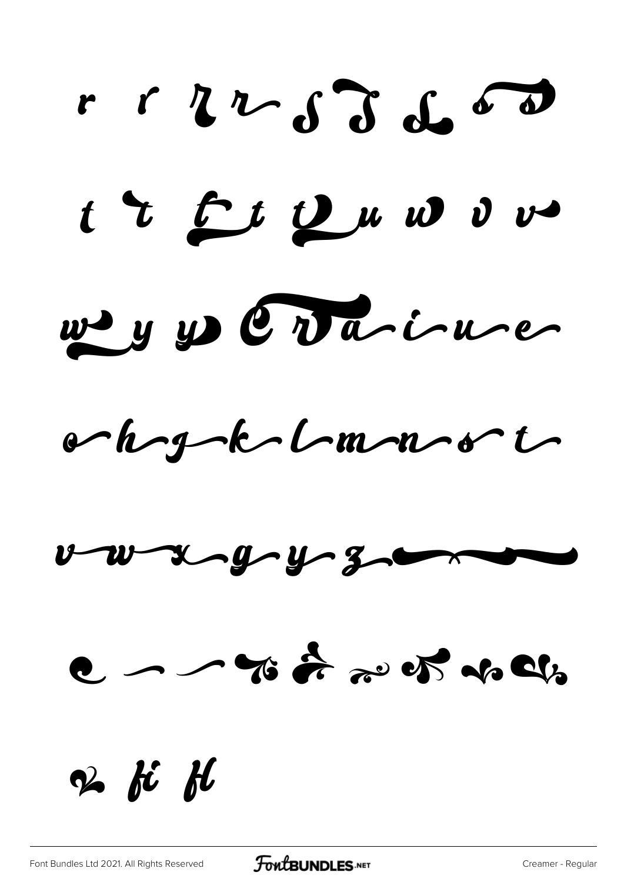r r r r s s s s

t t t t t u w v v

w y y C r a i u e

o h g k l m n s t

v w x g y z

fi fl